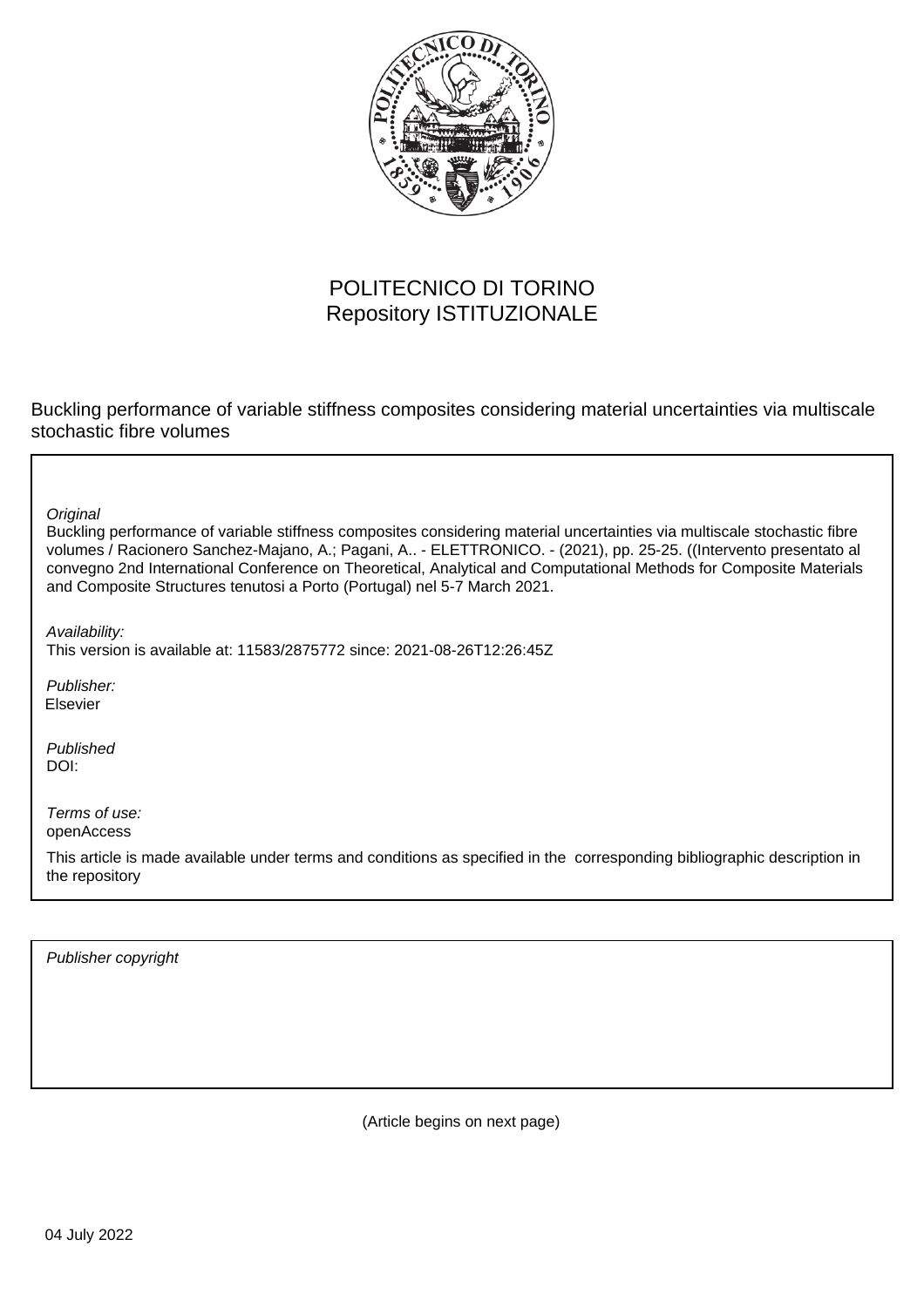POLITECNICO DI TORINO
Repository ISTITUZIONALE

Buckling performance of variable stiffness composites considering material uncertainties via multiscale stochastic fibre volumes

*Original*

Buckling performance of variable stiffness composites considering material uncertainties via multiscale stochastic fibre volumes / Racionero Sanchez-Majano, A.; Pagani, A.. - ELETTRONICO. - (2021), pp. 25-25. ((Intervento presentato al convegno 2nd International Conference on Theoretical, Analytical and Computational Methods for Composite Materials and Composite Structures tenutosi a Porto (Portugal) nel 5-7 March 2021.

*Availability:*

This version is available at: 11583/2875772 since: 2021-08-26T12:26:45Z

*Publisher:*

Elsevier

*Published*

DOI:

*Terms of use:*

openAccess

This article is made available under terms and conditions as specified in the corresponding bibliographic description in the repository

*Publisher copyright*

(Article begins on next page)

04 July 2022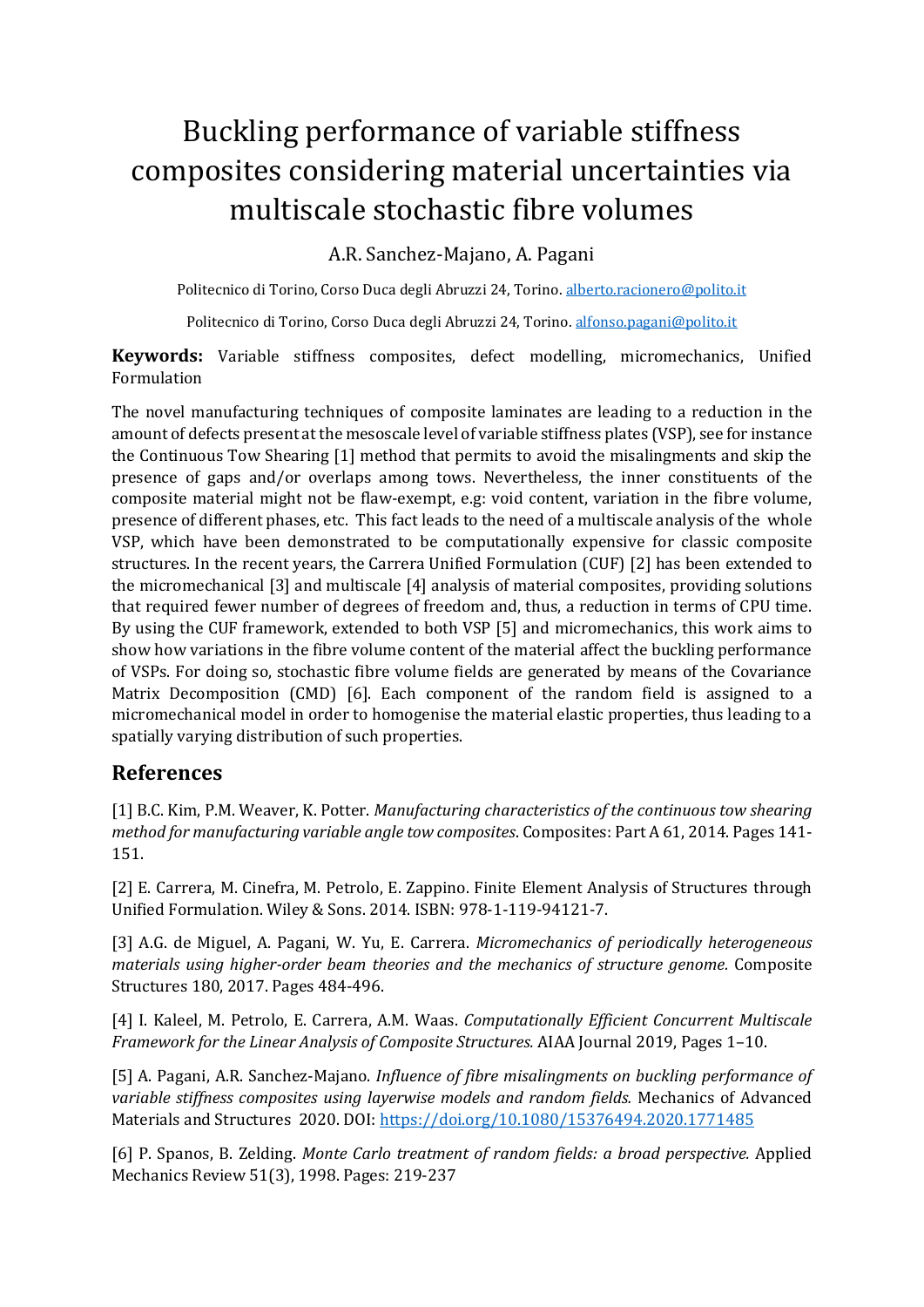# Buckling performance of variable stiffness composites considering material uncertainties via multiscale stochastic fibre volumes

A.R. Sanchez-Majano, A. Pagani

Politecnico di Torino, Corso Duca degli Abruzzi 24, Torino. alberto.racionero@polito.it

Politecnico di Torino, Corso Duca degli Abruzzi 24, Torino. alfonso.pagani@polito.it

**Keywords:** Variable stiffness composites, defect modelling, micromechanics, Unified Formulation

The novel manufacturing techniques of composite laminates are leading to a reduction in the amount of defects present at the mesoscale level of variable stiffness plates (VSP), see for instance the Continuous Tow Shearing [1] method that permits to avoid the misalingments and skip the presence of gaps and/or overlaps among tows. Nevertheless, the inner constituents of the composite material might not be flaw-exempt, e.g: void content, variation in the fibre volume, presence of different phases, etc. This fact leads to the need of a multiscale analysis of the whole VSP, which have been demonstrated to be computationally expensive for classic composite structures. In the recent years, the Carrera Unified Formulation (CUF) [2] has been extended to the micromechanical [3] and multiscale [4] analysis of material composites, providing solutions that required fewer number of degrees of freedom and, thus, a reduction in terms of CPU time. By using the CUF framework, extended to both VSP [5] and micromechanics, this work aims to show how variations in the fibre volume content of the material affect the buckling performance of VSPs. For doing so, stochastic fibre volume fields are generated by means of the Covariance Matrix Decomposition (CMD) [6]. Each component of the random field is assigned to a micromechanical model in order to homogenise the material elastic properties, thus leading to a spatially varying distribution of such properties.

## References

[1] B.C. Kim, P.M. Weaver, K. Potter. *Manufacturing characteristics of the continuous tow shearing method for manufacturing variable angle tow composites*. Composites: Part A 61, 2014. Pages 141-151.

[2] E. Carrera, M. Cinefra, M. Petrolo, E. Zappino. Finite Element Analysis of Structures through Unified Formulation. Wiley & Sons. 2014. ISBN: 978-1-119-94121-7.

[3] A.G. de Miguel, A. Pagani, W. Yu, E. Carrera. *Micromechanics of periodically heterogeneous materials using higher-order beam theories and the mechanics of structure genome.* Composite Structures 180, 2017. Pages 484-496.

[4] I. Kaleel, M. Petrolo, E. Carrera, A.M. Waas. *Computationally Efficient Concurrent Multiscale Framework for the Linear Analysis of Composite Structures.* AIAA Journal 2019, Pages 1–10.

[5] A. Pagani, A.R. Sanchez-Majano. *Influence of fibre misalingments on buckling performance of variable stiffness composites using layerwise models and random fields.* Mechanics of Advanced Materials and Structures 2020. DOI: https://doi.org/10.1080/15376494.2020.1771485

[6] P. Spanos, B. Zelding. *Monte Carlo treatment of random fields: a broad perspective.* Applied Mechanics Review 51(3), 1998. Pages: 219-237